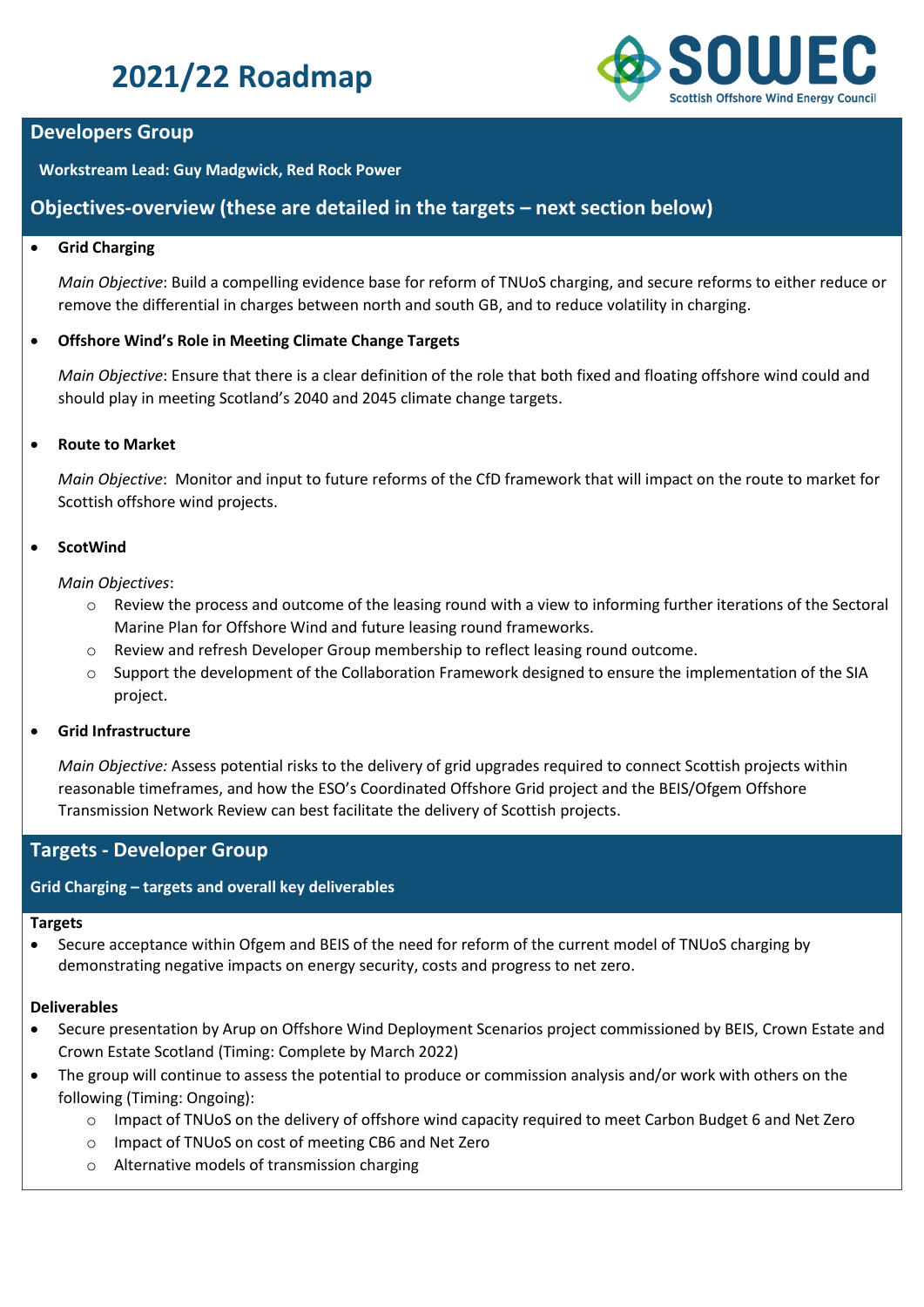# 2021/22 Roadmap

## Developers Group

**Workstream Lead: Guy Madgwick, Red Rock Power**

## Objectives-overview (these are detailed in the targets – next section below)

- **Grid Charging**

  *Main Objective*: Build a compelling evidence base for reform of TNUoS charging, and secure reforms to either reduce or remove the differential in charges between north and south GB, and to reduce volatility in charging.

- **Offshore Wind's Role in Meeting Climate Change Targets**

  *Main Objective*: Ensure that there is a clear definition of the role that both fixed and floating offshore wind could and should play in meeting Scotland's 2040 and 2045 climate change targets.

- **Route to Market**

  *Main Objective*: Monitor and input to future reforms of the CfD framework that will impact on the route to market for Scottish offshore wind projects.

- **ScotWind**

  *Main Objectives*:
  - Review the process and outcome of the leasing round with a view to informing further iterations of the Sectoral Marine Plan for Offshore Wind and future leasing round frameworks.
  - Review and refresh Developer Group membership to reflect leasing round outcome.
  - Support the development of the Collaboration Framework designed to ensure the implementation of the SIA project.

- **Grid Infrastructure**

  *Main Objective:* Assess potential risks to the delivery of grid upgrades required to connect Scottish projects within reasonable timeframes, and how the ESO's Coordinated Offshore Grid project and the BEIS/Ofgem Offshore Transmission Network Review can best facilitate the delivery of Scottish projects.

## Targets - Developer Group

### Grid Charging – targets and overall key deliverables

**Targets**

- Secure acceptance within Ofgem and BEIS of the need for reform of the current model of TNUoS charging by demonstrating negative impacts on energy security, costs and progress to net zero.

**Deliverables**

- Secure presentation by Arup on Offshore Wind Deployment Scenarios project commissioned by BEIS, Crown Estate and Crown Estate Scotland (Timing: Complete by March 2022)
- The group will continue to assess the potential to produce or commission analysis and/or work with others on the following (Timing: Ongoing):
  - Impact of TNUoS on the delivery of offshore wind capacity required to meet Carbon Budget 6 and Net Zero
  - Impact of TNUoS on cost of meeting CB6 and Net Zero
  - Alternative models of transmission charging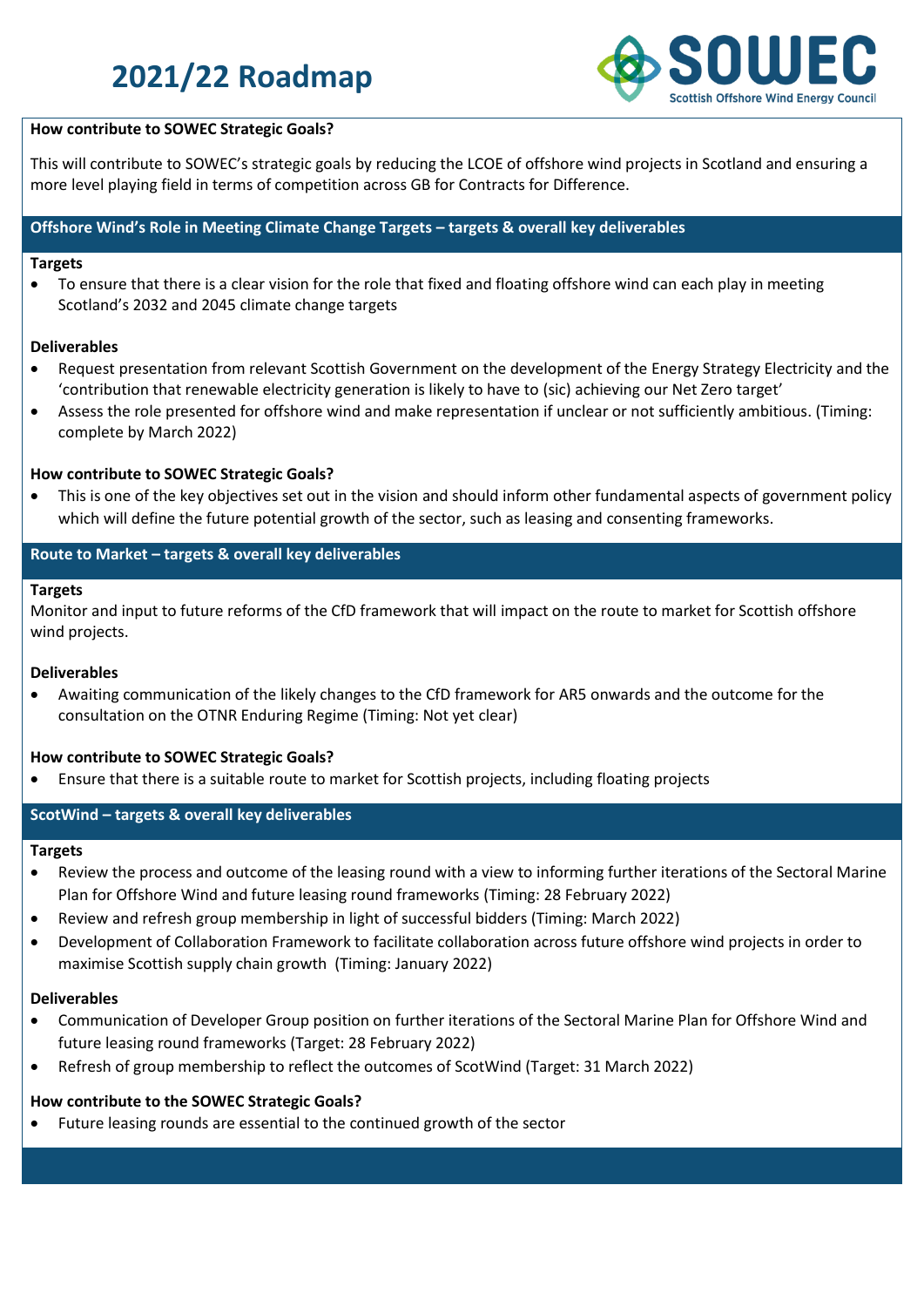# 2021/22 Roadmap

**How contribute to SOWEC Strategic Goals?**

This will contribute to SOWEC's strategic goals by reducing the LCOE of offshore wind projects in Scotland and ensuring a more level playing field in terms of competition across GB for Contracts for Difference.

## Offshore Wind's Role in Meeting Climate Change Targets – targets & overall key deliverables

**Targets**

- To ensure that there is a clear vision for the role that fixed and floating offshore wind can each play in meeting Scotland's 2032 and 2045 climate change targets

**Deliverables**

- Request presentation from relevant Scottish Government on the development of the Energy Strategy Electricity and the 'contribution that renewable electricity generation is likely to have to (sic) achieving our Net Zero target'
- Assess the role presented for offshore wind and make representation if unclear or not sufficiently ambitious. (Timing: complete by March 2022)

**How contribute to SOWEC Strategic Goals?**

- This is one of the key objectives set out in the vision and should inform other fundamental aspects of government policy which will define the future potential growth of the sector, such as leasing and consenting frameworks.

## Route to Market – targets & overall key deliverables

**Targets**

Monitor and input to future reforms of the CfD framework that will impact on the route to market for Scottish offshore wind projects.

**Deliverables**

- Awaiting communication of the likely changes to the CfD framework for AR5 onwards and the outcome for the consultation on the OTNR Enduring Regime (Timing: Not yet clear)

**How contribute to SOWEC Strategic Goals?**

- Ensure that there is a suitable route to market for Scottish projects, including floating projects

## ScotWind – targets & overall key deliverables

**Targets**

- Review the process and outcome of the leasing round with a view to informing further iterations of the Sectoral Marine Plan for Offshore Wind and future leasing round frameworks (Timing: 28 February 2022)
- Review and refresh group membership in light of successful bidders (Timing: March 2022)
- Development of Collaboration Framework to facilitate collaboration across future offshore wind projects in order to maximise Scottish supply chain growth (Timing: January 2022)

**Deliverables**

- Communication of Developer Group position on further iterations of the Sectoral Marine Plan for Offshore Wind and future leasing round frameworks (Target: 28 February 2022)
- Refresh of group membership to reflect the outcomes of ScotWind (Target: 31 March 2022)

**How contribute to the SOWEC Strategic Goals?**

- Future leasing rounds are essential to the continued growth of the sector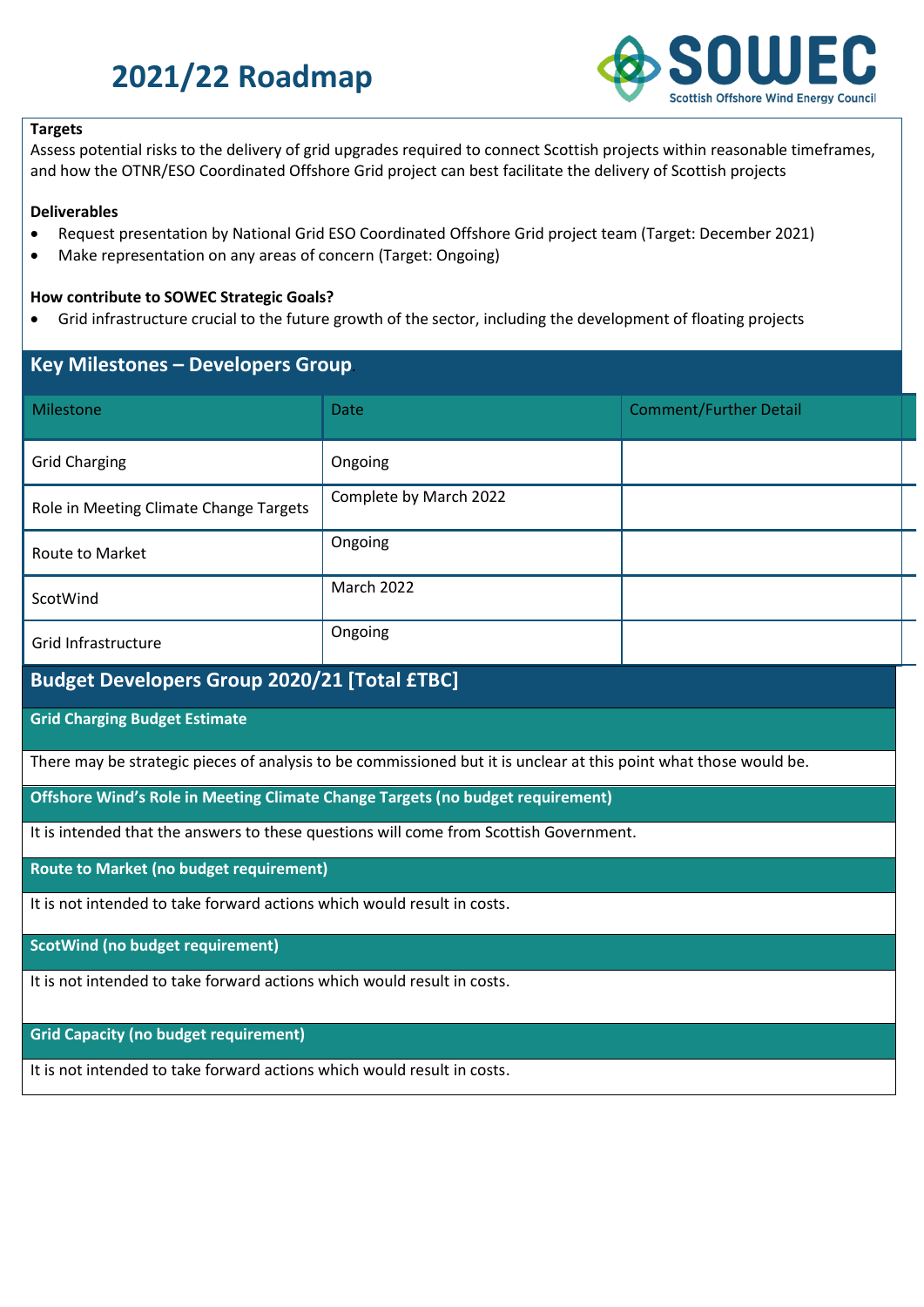# 2021/22 Roadmap

**Targets**
Assess potential risks to the delivery of grid upgrades required to connect Scottish projects within reasonable timeframes, and how the OTNR/ESO Coordinated Offshore Grid project can best facilitate the delivery of Scottish projects

**Deliverables**

- Request presentation by National Grid ESO Coordinated Offshore Grid project team (Target: December 2021)
- Make representation on any areas of concern (Target: Ongoing)

**How contribute to SOWEC Strategic Goals?**

- Grid infrastructure crucial to the future growth of the sector, including the development of floating projects

## Key Milestones – Developers Group

| Milestone | Date | Comment/Further Detail |
|---|---|---|
| Grid Charging | Ongoing | |
| Role in Meeting Climate Change Targets | Complete by March 2022 | |
| Route to Market | Ongoing | |
| ScotWind | March 2022 | |
| Grid Infrastructure | Ongoing | |

## Budget Developers Group 2020/21 [Total £TBC]

**Grid Charging Budget Estimate**

There may be strategic pieces of analysis to be commissioned but it is unclear at this point what those would be.

**Offshore Wind's Role in Meeting Climate Change Targets (no budget requirement)**

It is intended that the answers to these questions will come from Scottish Government.

**Route to Market (no budget requirement)**

It is not intended to take forward actions which would result in costs.

**ScotWind (no budget requirement)**

It is not intended to take forward actions which would result in costs.

**Grid Capacity (no budget requirement)**

It is not intended to take forward actions which would result in costs.